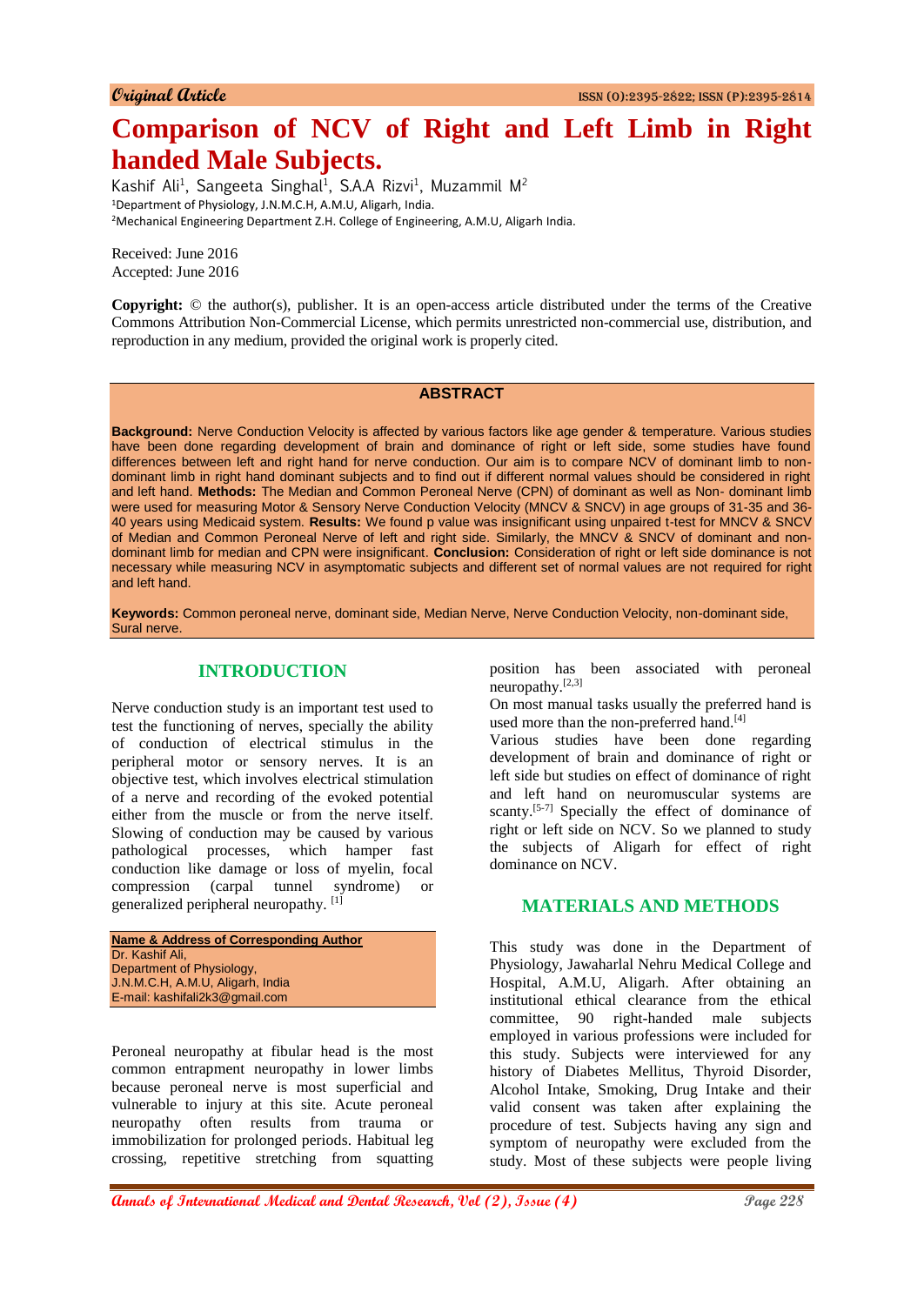Original Article

# Comparison of NCV of Right and Left Limb in Right handed Male Subjects.

Kashif Ali[1], Sangeeta Singhal[1], S.A.A Rizvi[1], Muzammil M[2]

[1]Department of Physiology, J.N.M.C.H, A.M.U, Aligarh, India.

[2]Mechanical Engineering Department Z.H. College of Engineering, A.M.U, Aligarh India.

Received: June 2016

Accepted: June 2016

**Copyright:** © the author(s), publisher. It is an open-access article distributed under the terms of the Creative Commons Attribution Non-Commercial License, which permits unrestricted non-commercial use, distribution, and reproduction in any medium, provided the original work is properly cited.

## ABSTRACT

**Background:** Nerve Conduction Velocity is affected by various factors like age gender & temperature. Various studies have been done regarding development of brain and dominance of right or left side, some studies have found differences between left and right hand for nerve conduction. Our aim is to compare NCV of dominant limb to non-dominant limb in right hand dominant subjects and to find out if different normal values should be considered in right and left hand. **Methods:** The Median and Common Peroneal Nerve (CPN) of dominant as well as Non- dominant limb were used for measuring Motor & Sensory Nerve Conduction Velocity (MNCV & SNCV) in age groups of 31-35 and 36-40 years using Medicaid system. **Results:** We found p value was insignificant using unpaired t-test for MNCV & SNCV of Median and Common Peroneal Nerve of left and right side. Similarly, the MNCV & SNCV of dominant and non-dominant limb for median and CPN were insignificant. **Conclusion:** Consideration of right or left side dominance is not necessary while measuring NCV in asymptomatic subjects and different set of normal values are not required for right and left hand.

**Keywords:** Common peroneal nerve, dominant side, Median Nerve, Nerve Conduction Velocity, non-dominant side, Sural nerve.

## INTRODUCTION

Nerve conduction study is an important test used to test the functioning of nerves, specially the ability of conduction of electrical stimulus in the peripheral motor or sensory nerves. It is an objective test, which involves electrical stimulation of a nerve and recording of the evoked potential either from the muscle or from the nerve itself. Slowing of conduction may be caused by various pathological processes, which hamper fast conduction like damage or loss of myelin, focal compression (carpal tunnel syndrome) or generalized peripheral neuropathy. [1]

**Name & Address of Corresponding Author**
Dr. Kashif Ali,
Department of Physiology,
J.N.M.C.H, A.M.U, Aligarh, India
E-mail: kashifali2k3@gmail.com

Peroneal neuropathy at fibular head is the most common entrapment neuropathy in lower limbs because peroneal nerve is most superficial and vulnerable to injury at this site. Acute peroneal neuropathy often results from trauma or immobilization for prolonged periods. Habitual leg crossing, repetitive stretching from squatting position has been associated with peroneal neuropathy.[2,3]

On most manual tasks usually the preferred hand is used more than the non-preferred hand.[4]

Various studies have been done regarding development of brain and dominance of right or left side but studies on effect of dominance of right and left hand on neuromuscular systems are scanty.[5-7] Specially the effect of dominance of right or left side on NCV. So we planned to study the subjects of Aligarh for effect of right dominance on NCV.

## MATERIALS AND METHODS

This study was done in the Department of Physiology, Jawaharlal Nehru Medical College and Hospital, A.M.U, Aligarh. After obtaining an institutional ethical clearance from the ethical committee, 90 right-handed male subjects employed in various professions were included for this study. Subjects were interviewed for any history of Diabetes Mellitus, Thyroid Disorder, Alcohol Intake, Smoking, Drug Intake and their valid consent was taken after explaining the procedure of test. Subjects having any sign and symptom of neuropathy were excluded from the study. Most of these subjects were people living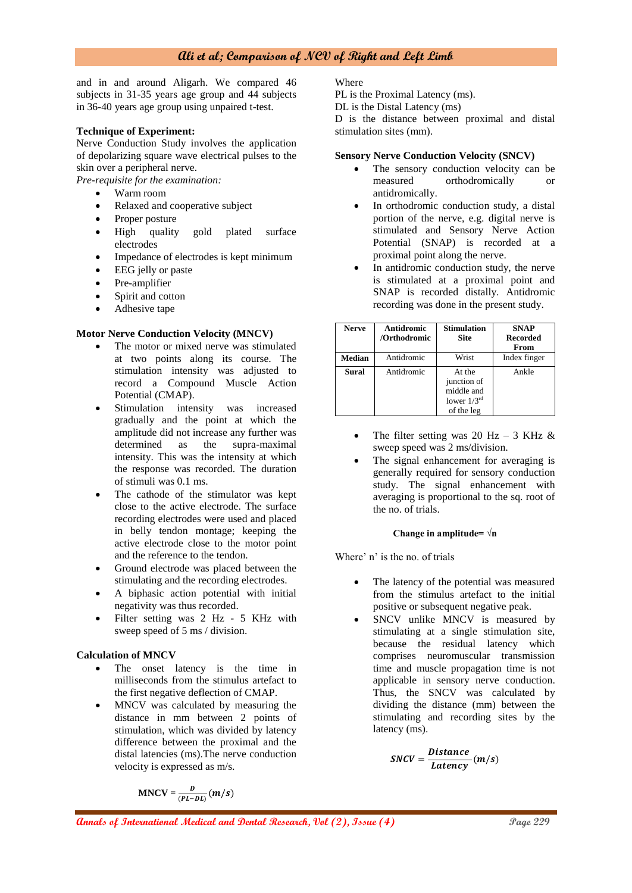and in and around Aligarh. We compared 46 subjects in 31-35 years age group and 44 subjects in 36-40 years age group using unpaired t-test.

**Technique of Experiment:**

Nerve Conduction Study involves the application of depolarizing square wave electrical pulses to the skin over a peripheral nerve.

*Pre-requisite for the examination:*

- Warm room
- Relaxed and cooperative subject
- Proper posture
- High quality gold plated surface electrodes
- Impedance of electrodes is kept minimum
- EEG jelly or paste
- Pre-amplifier
- Spirit and cotton
- Adhesive tape

**Motor Nerve Conduction Velocity (MNCV)**

- The motor or mixed nerve was stimulated at two points along its course. The stimulation intensity was adjusted to record a Compound Muscle Action Potential (CMAP).
- Stimulation intensity was increased gradually and the point at which the amplitude did not increase any further was determined as the supra-maximal intensity. This was the intensity at which the response was recorded. The duration of stimuli was 0.1 ms.
- The cathode of the stimulator was kept close to the active electrode. The surface recording electrodes were used and placed in belly tendon montage; keeping the active electrode close to the motor point and the reference to the tendon.
- Ground electrode was placed between the stimulating and the recording electrodes.
- A biphasic action potential with initial negativity was thus recorded.
- Filter setting was 2 Hz - 5 KHz with sweep speed of 5 ms / division.

**Calculation of MNCV**

- The onset latency is the time in milliseconds from the stimulus artefact to the first negative deflection of CMAP.
- MNCV was calculated by measuring the distance in mm between 2 points of stimulation, which was divided by latency difference between the proximal and the distal latencies (ms).The nerve conduction velocity is expressed as m/s.

$$\textbf{MNCV} = \frac{D}{(PL-DL)}(m/s)$$

Where

PL is the Proximal Latency (ms).

DL is the Distal Latency (ms)

D is the distance between proximal and distal stimulation sites (mm).

**Sensory Nerve Conduction Velocity (SNCV)**

- The sensory conduction velocity can be measured orthodromically or antidromically.
- In orthodromic conduction study, a distal portion of the nerve, e.g. digital nerve is stimulated and Sensory Nerve Action Potential (SNAP) is recorded at a proximal point along the nerve.
- In antidromic conduction study, the nerve is stimulated at a proximal point and SNAP is recorded distally. Antidromic recording was done in the present study.

| Nerve | Antidromic /Orthodromic | Stimulation Site | SNAP Recorded From |
|---|---|---|---|
| **Median** | Antidromic | Wrist | Index finger |
| **Sural** | Antidromic | At the junction of middle and lower 1/3rd of the leg | Ankle |

- The filter setting was 20 Hz – 3 KHz & sweep speed was 2 ms/division.
- The signal enhancement for averaging is generally required for sensory conduction study. The signal enhancement with averaging is proportional to the sq. root of the no. of trials.

$$\textbf{Change in amplitude} = \sqrt{n}$$

Where' n' is the no. of trials

- The latency of the potential was measured from the stimulus artefact to the initial positive or subsequent negative peak.
- SNCV unlike MNCV is measured by stimulating at a single stimulation site, because the residual latency which comprises neuromuscular transmission time and muscle propagation time is not applicable in sensory nerve conduction. Thus, the SNCV was calculated by dividing the distance (mm) between the stimulating and recording sites by the latency (ms).

$$SNCV = \frac{Distance}{Latency}(m/s)$$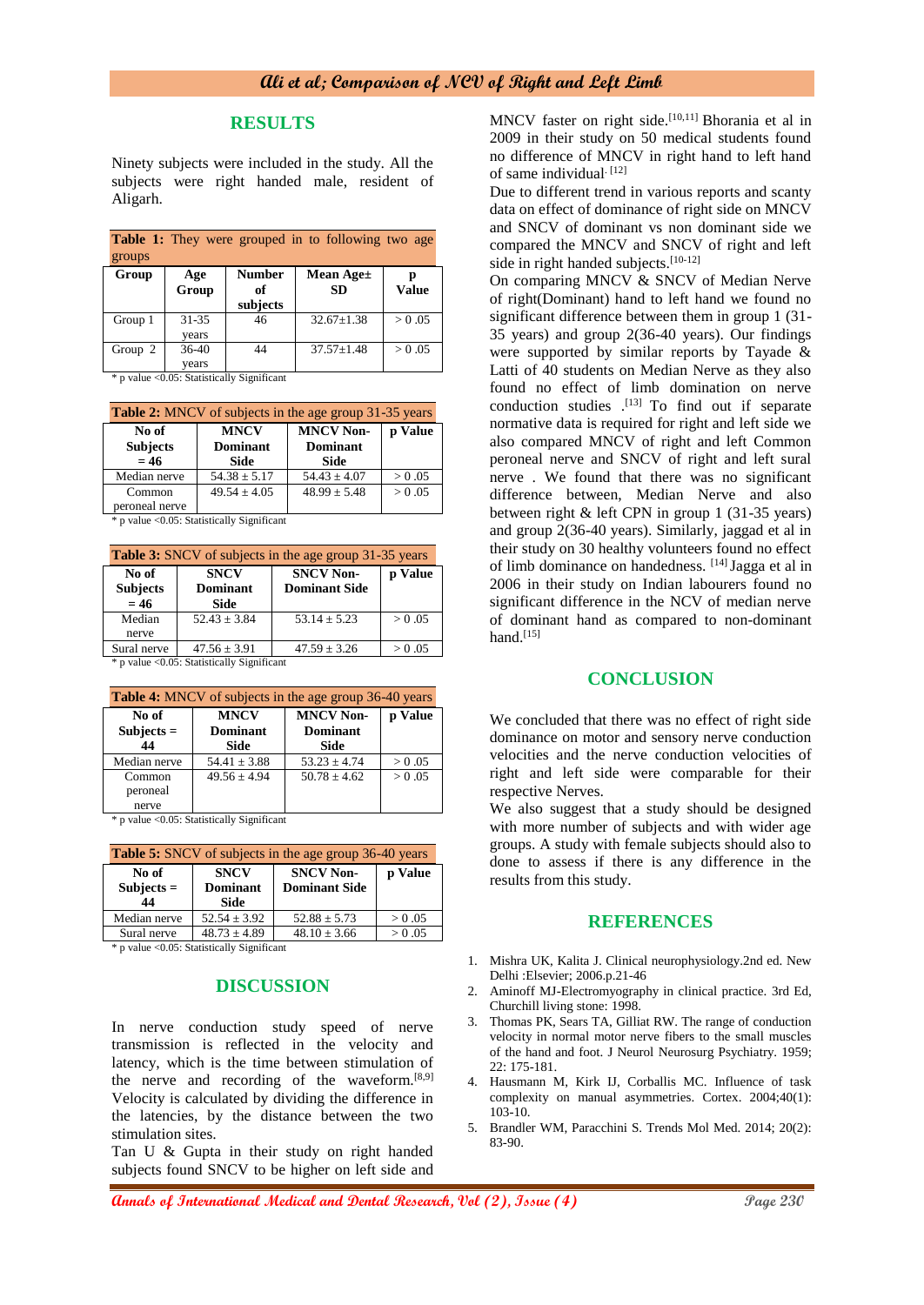## RESULTS

Ninety subjects were included in the study. All the subjects were right handed male, resident of Aligarh.

**Table 1:** They were grouped in to following two age groups

| Group | Age Group | Number of subjects | Mean Age± SD | p Value |
|---|---|---|---|---|
| Group 1 | 31-35 years | 46 | 32.67±1.38 | > 0 .05 |
| Group 2 | 36-40 years | 44 | 37.57±1.48 | > 0 .05 |

* p value <0.05: Statistically Significant

**Table 2:** MNCV of subjects in the age group 31-35 years

| No of Subjects = 46 | MNCV Dominant Side | MNCV Non-Dominant Side | p Value |
|---|---|---|---|
| Median nerve | 54.38 ± 5.17 | 54.43 ± 4.07 | > 0 .05 |
| Common peroneal nerve | 49.54 ± 4.05 | 48.99 ± 5.48 | > 0 .05 |

* p value <0.05: Statistically Significant

**Table 3:** SNCV of subjects in the age group 31-35 years

| No of Subjects = 46 | SNCV Dominant Side | SNCV Non-Dominant Side | p Value |
|---|---|---|---|
| Median nerve | 52.43 ± 3.84 | 53.14 ± 5.23 | > 0 .05 |
| Sural nerve | 47.56 ± 3.91 | 47.59 ± 3.26 | > 0 .05 |

* p value <0.05: Statistically Significant

**Table 4:** MNCV of subjects in the age group 36-40 years

| No of Subjects = 44 | MNCV Dominant Side | MNCV Non-Dominant Side | p Value |
|---|---|---|---|
| Median nerve | 54.41 ± 3.88 | 53.23 ± 4.74 | > 0 .05 |
| Common peroneal nerve | 49.56 ± 4.94 | 50.78 ± 4.62 | > 0 .05 |

* p value <0.05: Statistically Significant

**Table 5:** SNCV of subjects in the age group 36-40 years

| No of Subjects = 44 | SNCV Dominant Side | SNCV Non-Dominant Side | p Value |
|---|---|---|---|
| Median nerve | 52.54 ± 3.92 | 52.88 ± 5.73 | > 0 .05 |
| Sural nerve | 48.73 ± 4.89 | 48.10 ± 3.66 | > 0 .05 |

* p value <0.05: Statistically Significant

## DISCUSSION

In nerve conduction study speed of nerve transmission is reflected in the velocity and latency, which is the time between stimulation of the nerve and recording of the waveform.[8,9] Velocity is calculated by dividing the difference in the latencies, by the distance between the two stimulation sites.

Tan U & Gupta in their study on right handed subjects found SNCV to be higher on left side and MNCV faster on right side.[10,11] Bhorania et al in 2009 in their study on 50 medical students found no difference of MNCV in right hand to left hand of same individual.[12]

Due to different trend in various reports and scanty data on effect of dominance of right side on MNCV and SNCV of dominant vs non dominant side we compared the MNCV and SNCV of right and left side in right handed subjects.[10-12]

On comparing MNCV & SNCV of Median Nerve of right(Dominant) hand to left hand we found no significant difference between them in group 1 (31-35 years) and group 2(36-40 years). Our findings were supported by similar reports by Tayade & Latti of 40 students on Median Nerve as they also found no effect of limb domination on nerve conduction studies .[13] To find out if separate normative data is required for right and left side we also compared MNCV of right and left Common peroneal nerve and SNCV of right and left sural nerve . We found that there was no significant difference between, Median Nerve and also between right & left CPN in group 1 (31-35 years) and group 2(36-40 years). Similarly, jaggad et al in their study on 30 healthy volunteers found no effect of limb dominance on handedness. [14] Jagga et al in 2006 in their study on Indian labourers found no significant difference in the NCV of median nerve of dominant hand as compared to non-dominant hand.[15]

## CONCLUSION

We concluded that there was no effect of right side dominance on motor and sensory nerve conduction velocities and the nerve conduction velocities of right and left side were comparable for their respective Nerves.

We also suggest that a study should be designed with more number of subjects and with wider age groups. A study with female subjects should also to done to assess if there is any difference in the results from this study.

## REFERENCES

1. Mishra UK, Kalita J. Clinical neurophysiology.2nd ed. New Delhi :Elsevier; 2006.p.21-46
2. Aminoff MJ-Electromyography in clinical practice. 3rd Ed, Churchill living stone: 1998.
3. Thomas PK, Sears TA, Gilliat RW. The range of conduction velocity in normal motor nerve fibers to the small muscles of the hand and foot. J Neurol Neurosurg Psychiatry. 1959; 22: 175-181.
4. Hausmann M, Kirk IJ, Corballis MC. Influence of task complexity on manual asymmetries. Cortex. 2004;40(1): 103-10.
5. Brandler WM, Paracchini S. Trends Mol Med. 2014; 20(2): 83-90.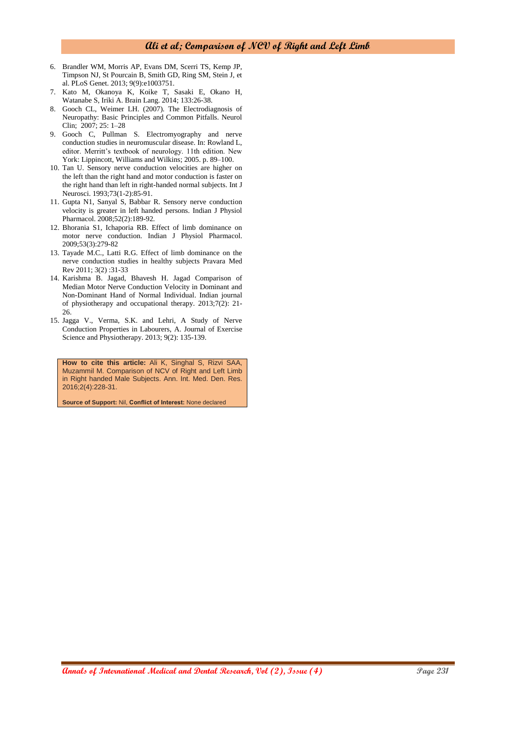6. Brandler WM, Morris AP, Evans DM, Scerri TS, Kemp JP, Timpson NJ, St Pourcain B, Smith GD, Ring SM, Stein J, et al. PLoS Genet. 2013; 9(9):e1003751.
7. Kato M, Okanoya K, Koike T, Sasaki E, Okano H, Watanabe S, Iriki A. Brain Lang. 2014; 133:26-38.
8. Gooch CL, Weimer LH. (2007). The Electrodiagnosis of Neuropathy: Basic Principles and Common Pitfalls. Neurol Clin; 2007; 25: 1–28
9. Gooch C, Pullman S. Electromyography and nerve conduction studies in neuromuscular disease. In: Rowland L, editor. Merritt's textbook of neurology. 11th edition. New York: Lippincott, Williams and Wilkins; 2005. p. 89–100.
10. Tan U. Sensory nerve conduction velocities are higher on the left than the right hand and motor conduction is faster on the right hand than left in right-handed normal subjects. Int J Neurosci. 1993;73(1-2):85-91.
11. Gupta N1, Sanyal S, Babbar R. Sensory nerve conduction velocity is greater in left handed persons. Indian J Physiol Pharmacol. 2008;52(2):189-92.
12. Bhorania S1, Ichaporia RB. Effect of limb dominance on motor nerve conduction. Indian J Physiol Pharmacol. 2009;53(3):279-82
13. Tayade M.C., Latti R.G. Effect of limb dominance on the nerve conduction studies in healthy subjects Pravara Med Rev 2011; 3(2) :31-33
14. Karishma B. Jagad, Bhavesh H. Jagad Comparison of Median Motor Nerve Conduction Velocity in Dominant and Non-Dominant Hand of Normal Individual. Indian journal of physiotherapy and occupational therapy. 2013;7(2): 21-26.
15. Jagga V., Verma, S.K. and Lehri, A Study of Nerve Conduction Properties in Labourers, A. Journal of Exercise Science and Physiotherapy. 2013; 9(2): 135-139.

**How to cite this article:** Ali K, Singhal S, Rizvi SAA, Muzammil M. Comparison of NCV of Right and Left Limb in Right handed Male Subjects. Ann. Int. Med. Den. Res. 2016;2(4):228-31.

**Source of Support:** Nil, **Conflict of Interest:** None declared